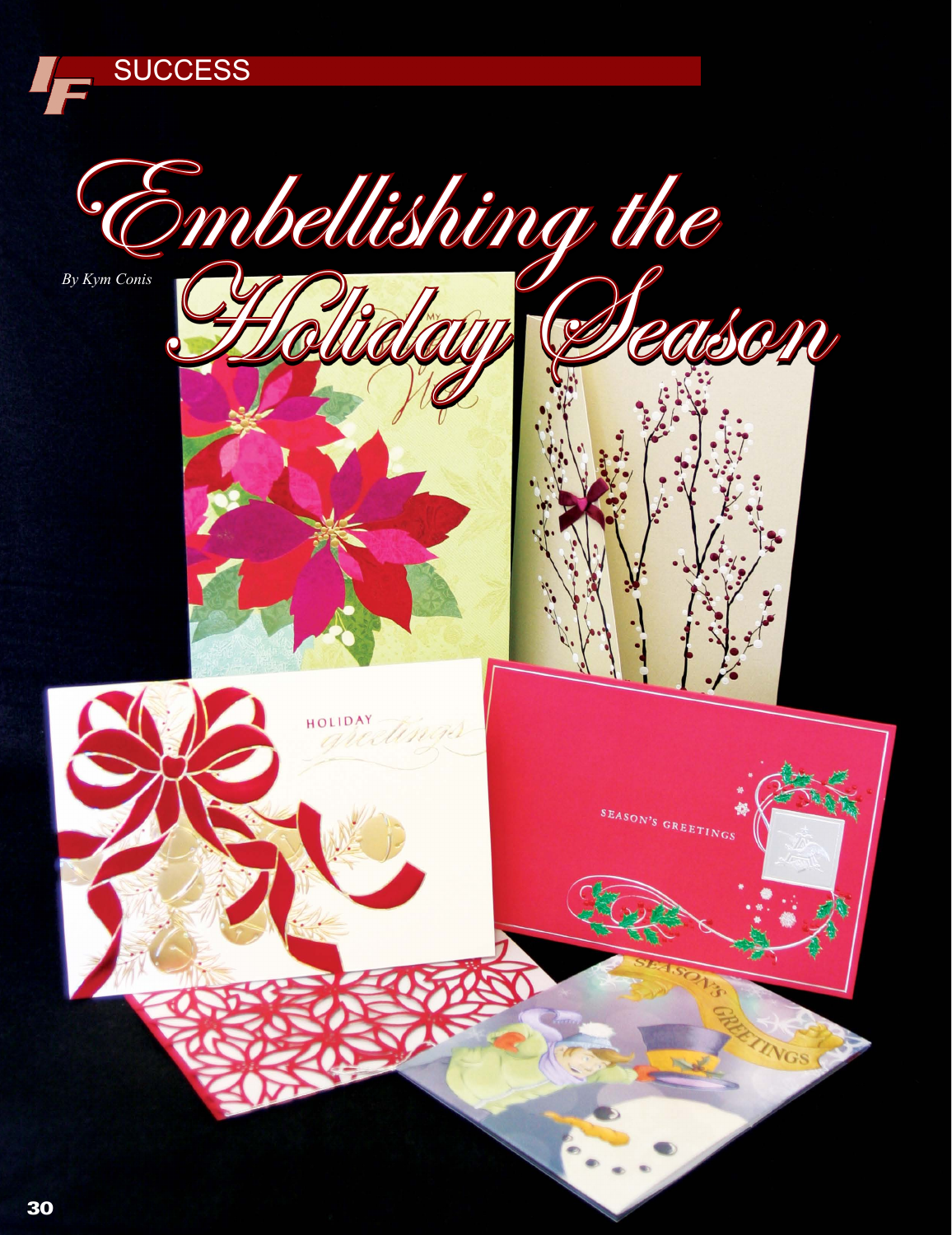# Embellishing the Holiday Season

*By Kym Conis*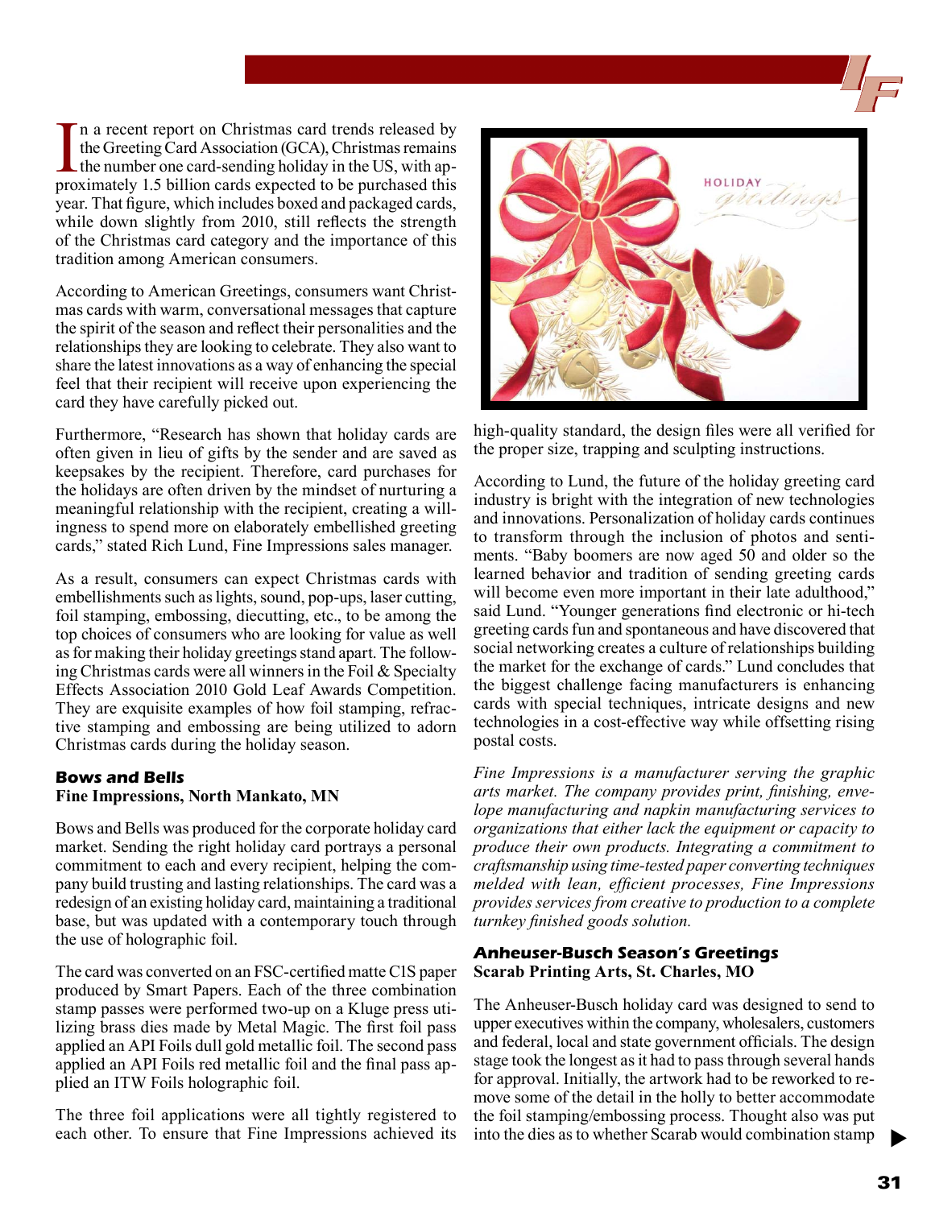In a recent report on Christmas card trends released by the Greeting Card Association (GCA), Christmas remains the number one card-sending holiday in the US, with approximately 1.5 billion cards expected to be purchased this year. That figure, which includes boxed and packaged cards, while down slightly from 2010, still reflects the strength of the Christmas card category and the importance of this tradition among American consumers.

According to American Greetings, consumers want Christmas cards with warm, conversational messages that capture the spirit of the season and reflect their personalities and the relationships they are looking to celebrate. They also want to share the latest innovations as a way of enhancing the special feel that their recipient will receive upon experiencing the card they have carefully picked out.

Furthermore, "Research has shown that holiday cards are often given in lieu of gifts by the sender and are saved as keepsakes by the recipient. Therefore, card purchases for the holidays are often driven by the mindset of nurturing a meaningful relationship with the recipient, creating a willingness to spend more on elaborately embellished greeting cards," stated Rich Lund, Fine Impressions sales manager.

As a result, consumers can expect Christmas cards with embellishments such as lights, sound, pop-ups, laser cutting, foil stamping, embossing, diecutting, etc., to be among the top choices of consumers who are looking for value as well as for making their holiday greetings stand apart. The following Christmas cards were all winners in the Foil & Specialty Effects Association 2010 Gold Leaf Awards Competition. They are exquisite examples of how foil stamping, refractive stamping and embossing are being utilized to adorn Christmas cards during the holiday season.

### Bows and Bells

**Fine Impressions, North Mankato, MN**

Bows and Bells was produced for the corporate holiday card market. Sending the right holiday card portrays a personal commitment to each and every recipient, helping the company build trusting and lasting relationships. The card was a redesign of an existing holiday card, maintaining a traditional base, but was updated with a contemporary touch through the use of holographic foil.

The card was converted on an FSC-certified matte C1S paper produced by Smart Papers. Each of the three combination stamp passes were performed two-up on a Kluge press utilizing brass dies made by Metal Magic. The first foil pass applied an API Foils dull gold metallic foil. The second pass applied an API Foils red metallic foil and the final pass applied an ITW Foils holographic foil.

The three foil applications were all tightly registered to each other. To ensure that Fine Impressions achieved its high-quality standard, the design files were all verified for the proper size, trapping and sculpting instructions.

According to Lund, the future of the holiday greeting card industry is bright with the integration of new technologies and innovations. Personalization of holiday cards continues to transform through the inclusion of photos and sentiments. "Baby boomers are now aged 50 and older so the learned behavior and tradition of sending greeting cards will become even more important in their late adulthood," said Lund. "Younger generations find electronic or hi-tech greeting cards fun and spontaneous and have discovered that social networking creates a culture of relationships building the market for the exchange of cards." Lund concludes that the biggest challenge facing manufacturers is enhancing cards with special techniques, intricate designs and new technologies in a cost-effective way while offsetting rising postal costs.

*Fine Impressions is a manufacturer serving the graphic arts market. The company provides print, finishing, envelope manufacturing and napkin manufacturing services to organizations that either lack the equipment or capacity to produce their own products. Integrating a commitment to craftsmanship using time-tested paper converting techniques melded with lean, efficient processes, Fine Impressions provides services from creative to production to a complete turnkey finished goods solution.*

### Anheuser-Busch Season's Greetings

**Scarab Printing Arts, St. Charles, MO**

The Anheuser-Busch holiday card was designed to send to upper executives within the company, wholesalers, customers and federal, local and state government officials. The design stage took the longest as it had to pass through several hands for approval. Initially, the artwork had to be reworked to remove some of the detail in the holly to better accommodate the foil stamping/embossing process. Thought also was put into the dies as to whether Scarab would combination stamp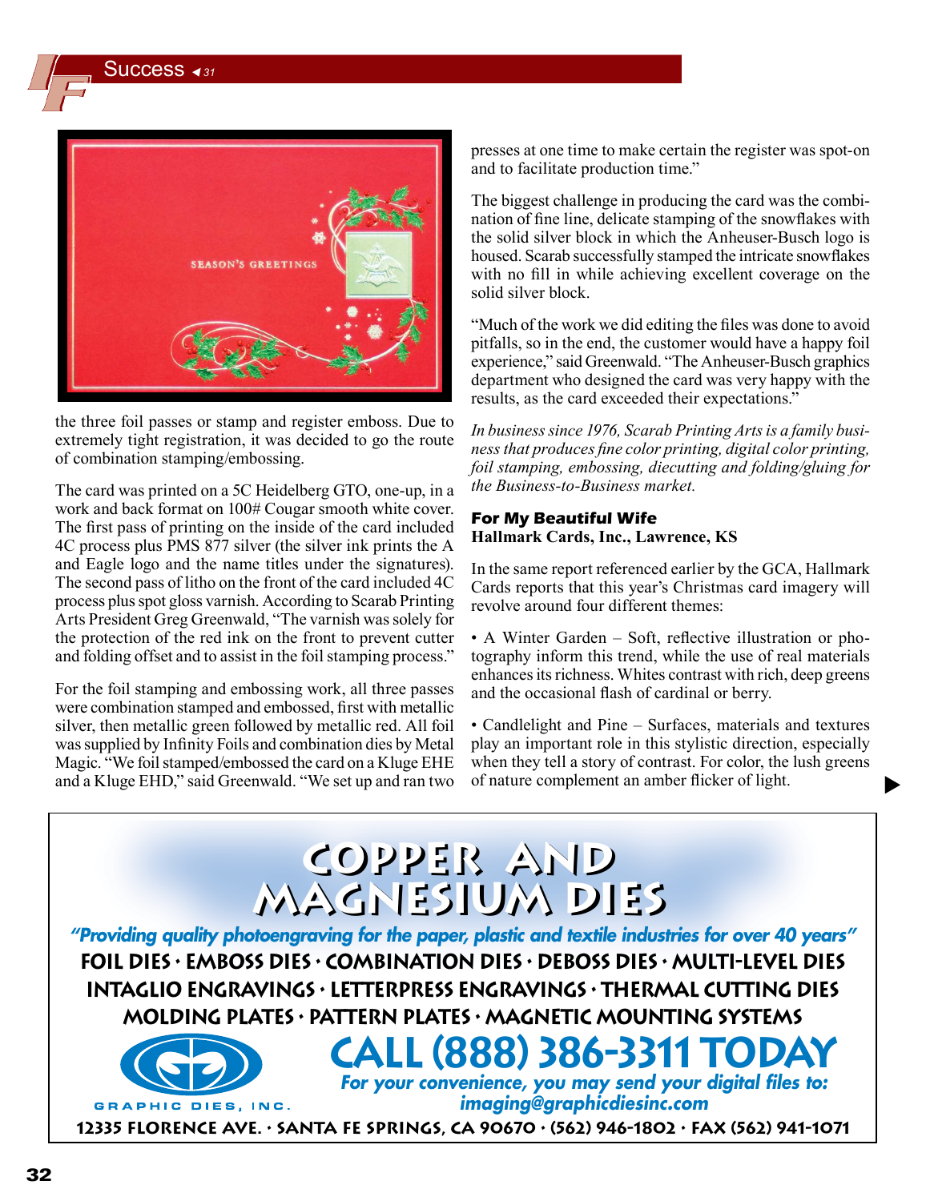the three foil passes or stamp and register emboss. Due to extremely tight registration, it was decided to go the route of combination stamping/embossing.

The card was printed on a 5C Heidelberg GTO, one-up, in a work and back format on 100# Cougar smooth white cover. The first pass of printing on the inside of the card included 4C process plus PMS 877 silver (the silver ink prints the A and Eagle logo and the name titles under the signatures). The second pass of litho on the front of the card included 4C process plus spot gloss varnish. According to Scarab Printing Arts President Greg Greenwald, "The varnish was solely for the protection of the red ink on the front to prevent cutter and folding offset and to assist in the foil stamping process."

For the foil stamping and embossing work, all three passes were combination stamped and embossed, first with metallic silver, then metallic green followed by metallic red. All foil was supplied by Infinity Foils and combination dies by Metal Magic. "We foil stamped/embossed the card on a Kluge EHE and a Kluge EHD," said Greenwald. "We set up and ran two presses at one time to make certain the register was spot-on and to facilitate production time."

The biggest challenge in producing the card was the combination of fine line, delicate stamping of the snowflakes with the solid silver block in which the Anheuser-Busch logo is housed. Scarab successfully stamped the intricate snowflakes with no fill in while achieving excellent coverage on the solid silver block.

"Much of the work we did editing the files was done to avoid pitfalls, so in the end, the customer would have a happy foil experience," said Greenwald. "The Anheuser-Busch graphics department who designed the card was very happy with the results, as the card exceeded their expectations."

*In business since 1976, Scarab Printing Arts is a family business that produces fine color printing, digital color printing, foil stamping, embossing, diecutting and folding/gluing for the Business-to-Business market.*

### For My Beautiful Wife
**Hallmark Cards, Inc., Lawrence, KS**

In the same report referenced earlier by the GCA, Hallmark Cards reports that this year's Christmas card imagery will revolve around four different themes:

- A Winter Garden – Soft, reflective illustration or photography inform this trend, while the use of real materials enhances its richness. Whites contrast with rich, deep greens and the occasional flash of cardinal or berry.

- Candlelight and Pine – Surfaces, materials and textures play an important role in this stylistic direction, especially when they tell a story of contrast. For color, the lush greens of nature complement an amber flicker of light.

---

# COPPER AND MAGNESIUM DIES

*"Providing quality photoengraving for the paper, plastic and textile industries for over 40 years"*

**FOIL DIES · EMBOSS DIES · COMBINATION DIES · DEBOSS DIES · MULTI-LEVEL DIES**
**INTAGLIO ENGRAVINGS · LETTERPRESS ENGRAVINGS · THERMAL CUTTING DIES**
**MOLDING PLATES · PATTERN PLATES · MAGNETIC MOUNTING SYSTEMS**

GRAPHIC DIES, INC.

**CALL (888) 386-3311 TODAY**

*For your convenience, you may send your digital files to: imaging@graphicdiesinc.com*

**12335 FLORENCE AVE. · SANTA FE SPRINGS, CA 90670 · (562) 946-1802 · FAX (562) 941-1071**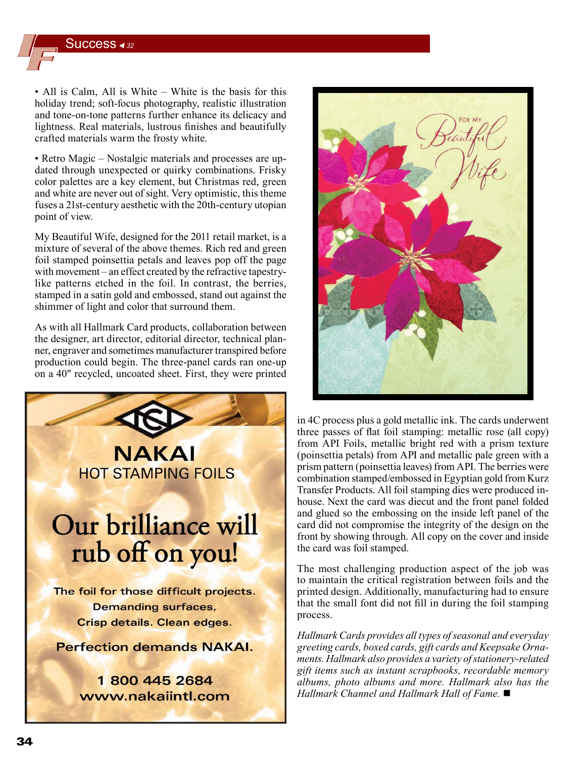• All is Calm, All is White – White is the basis for this holiday trend; soft-focus photography, realistic illustration and tone-on-tone patterns further enhance its delicacy and lightness. Real materials, lustrous finishes and beautifully crafted materials warm the frosty white.

• Retro Magic – Nostalgic materials and processes are updated through unexpected or quirky combinations. Frisky color palettes are a key element, but Christmas red, green and white are never out of sight. Very optimistic, this theme fuses a 21st-century aesthetic with the 20th-century utopian point of view.

My Beautiful Wife, designed for the 2011 retail market, is a mixture of several of the above themes. Rich red and green foil stamped poinsettia petals and leaves pop off the page with movement – an effect created by the refractive tapestry-like patterns etched in the foil. In contrast, the berries, stamped in a satin gold and embossed, stand out against the shimmer of light and color that surround them.

As with all Hallmark Card products, collaboration between the designer, art director, editorial director, technical planner, engraver and sometimes manufacturer transpired before production could begin. The three-panel cards ran one-up on a 40" recycled, uncoated sheet. First, they were printed in 4C process plus a gold metallic ink. The cards underwent three passes of flat foil stamping: metallic rose (all copy) from API Foils, metallic bright red with a prism texture (poinsettia petals) from API and metallic pale green with a prism pattern (poinsettia leaves) from API. The berries were combination stamped/embossed in Egyptian gold from Kurz Transfer Products. All foil stamping dies were produced in-house. Next the card was diecut and the front panel folded and glued so the embossing on the inside left panel of the card did not compromise the integrity of the design on the front by showing through. All copy on the cover and inside the card was foil stamped.

The most challenging production aspect of the job was to maintain the critical registration between foils and the printed design. Additionally, manufacturing had to ensure that the small font did not fill in during the foil stamping process.

*Hallmark Cards provides all types of seasonal and everyday greeting cards, boxed cards, gift cards and Keepsake Ornaments. Hallmark also provides a variety of stationery-related gift items such as instant scrapbooks, recordable memory albums, photo albums and more. Hallmark also has the Hallmark Channel and Hallmark Hall of Fame.* ■

**NAKAI**
HOT STAMPING FOILS

# Our brilliance will rub off on you!

**The foil for those difficult projects.**
**Demanding surfaces,**
**Crisp details. Clean edges.**

**Perfection demands NAKAI.**

**1 800 445 2684**
**www.nakaiintl.com**